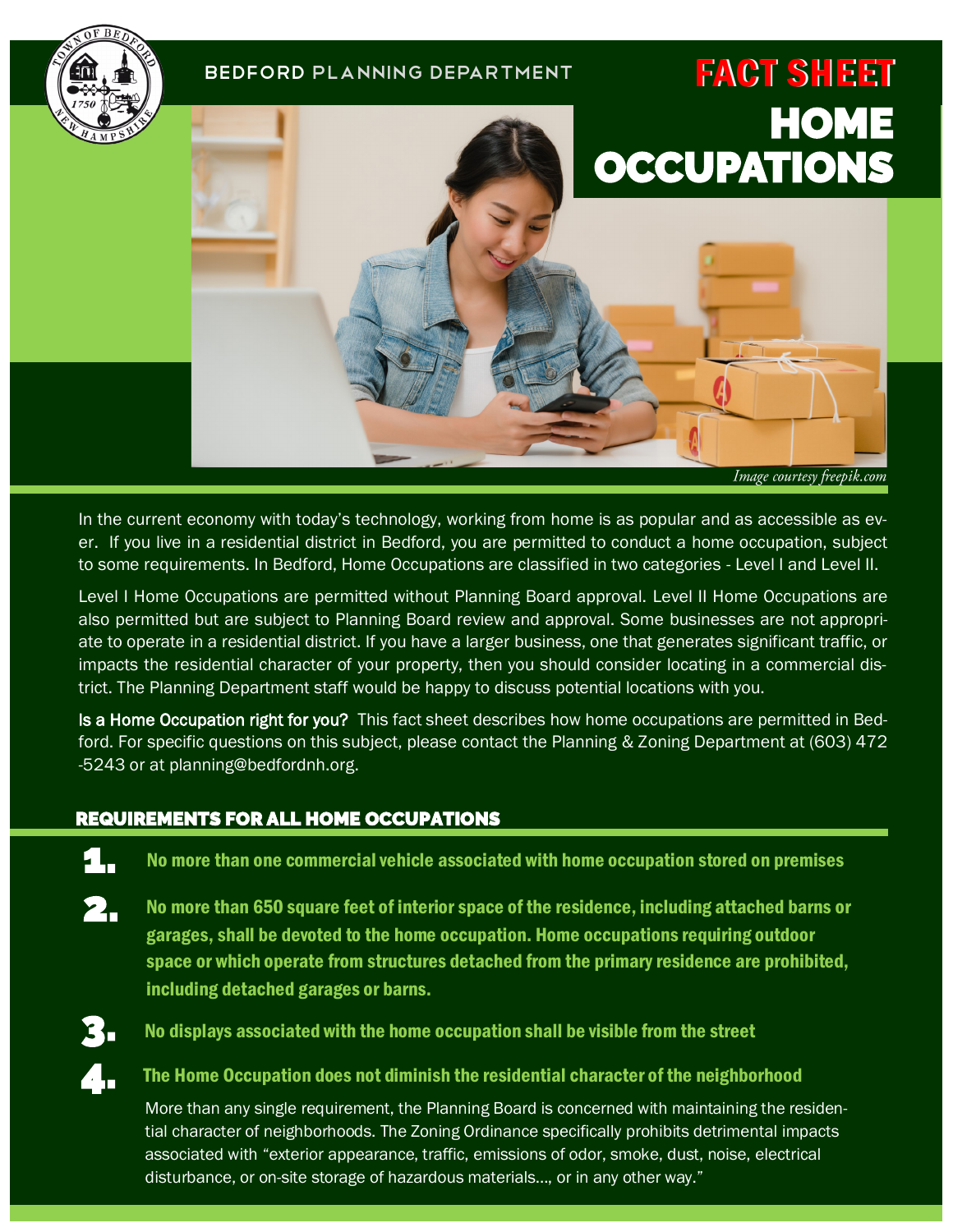BEDFORD PLANNING DEPARTMENT

# FACT SHEET
# HOME OCCUPATIONS

*Image courtesy freepik.com*

In the current economy with today's technology, working from home is as popular and as accessible as ever. If you live in a residential district in Bedford, you are permitted to conduct a home occupation, subject to some requirements. In Bedford, Home Occupations are classified in two categories - Level I and Level II.

Level I Home Occupations are permitted without Planning Board approval. Level II Home Occupations are also permitted but are subject to Planning Board review and approval. Some businesses are not appropriate to operate in a residential district. If you have a larger business, one that generates significant traffic, or impacts the residential character of your property, then you should consider locating in a commercial district. The Planning Department staff would be happy to discuss potential locations with you.

**Is a Home Occupation right for you?** This fact sheet describes how home occupations are permitted in Bedford. For specific questions on this subject, please contact the Planning & Zoning Department at (603) 472-5243 or at planning@bedfordnh.org.

## REQUIREMENTS FOR ALL HOME OCCUPATIONS

1. **No more than one commercial vehicle associated with home occupation stored on premises**
2. **No more than 650 square feet of interior space of the residence, including attached barns or garages, shall be devoted to the home occupation. Home occupations requiring outdoor space or which operate from structures detached from the primary residence are prohibited, including detached garages or barns.**
3. **No displays associated with the home occupation shall be visible from the street**
4. **The Home Occupation does not diminish the residential character of the neighborhood**

   More than any single requirement, the Planning Board is concerned with maintaining the residential character of neighborhoods. The Zoning Ordinance specifically prohibits detrimental impacts associated with "exterior appearance, traffic, emissions of odor, smoke, dust, noise, electrical disturbance, or on-site storage of hazardous materials…, or in any other way."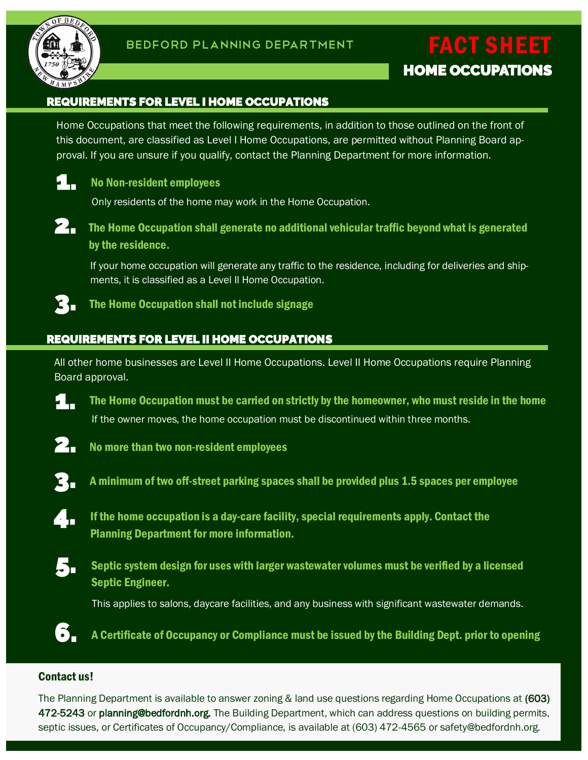BEDFORD PLANNING DEPARTMENT

# FACT SHEET

## HOME OCCUPATIONS

### REQUIREMENTS FOR LEVEL I HOME OCCUPATIONS

Home Occupations that meet the following requirements, in addition to those outlined on the front of this document, are classified as Level I Home Occupations, are permitted without Planning Board approval. If you are unsure if you qualify, contact the Planning Department for more information.

1. **No Non-resident employees**

   Only residents of the home may work in the Home Occupation.

2. **The Home Occupation shall generate no additional vehicular traffic beyond what is generated by the residence.**

   If your home occupation will generate any traffic to the residence, including for deliveries and shipments, it is classified as a Level II Home Occupation.

3. **The Home Occupation shall not include signage**

### REQUIREMENTS FOR LEVEL II HOME OCCUPATIONS

All other home businesses are Level II Home Occupations. Level II Home Occupations require Planning Board approval.

1. **The Home Occupation must be carried on strictly by the homeowner, who must reside in the home**

   If the owner moves, the home occupation must be discontinued within three months.

2. **No more than two non-resident employees**

3. **A minimum of two off-street parking spaces shall be provided plus 1.5 spaces per employee**

4. **If the home occupation is a day-care facility, special requirements apply. Contact the Planning Department for more information.**

5. **Septic system design for uses with larger wastewater volumes must be verified by a licensed Septic Engineer.**

   This applies to salons, daycare facilities, and any business with significant wastewater demands.

6. **A Certificate of Occupancy or Compliance must be issued by the Building Dept. prior to opening**

**Contact us!**

The Planning Department is available to answer zoning & land use questions regarding Home Occupations at (603) 472-5243 or planning@bedfordnh.org. The Building Department, which can address questions on building permits, septic issues, or Certificates of Occupancy/Compliance, is available at (603) 472-4565 or safety@bedfordnh.org.